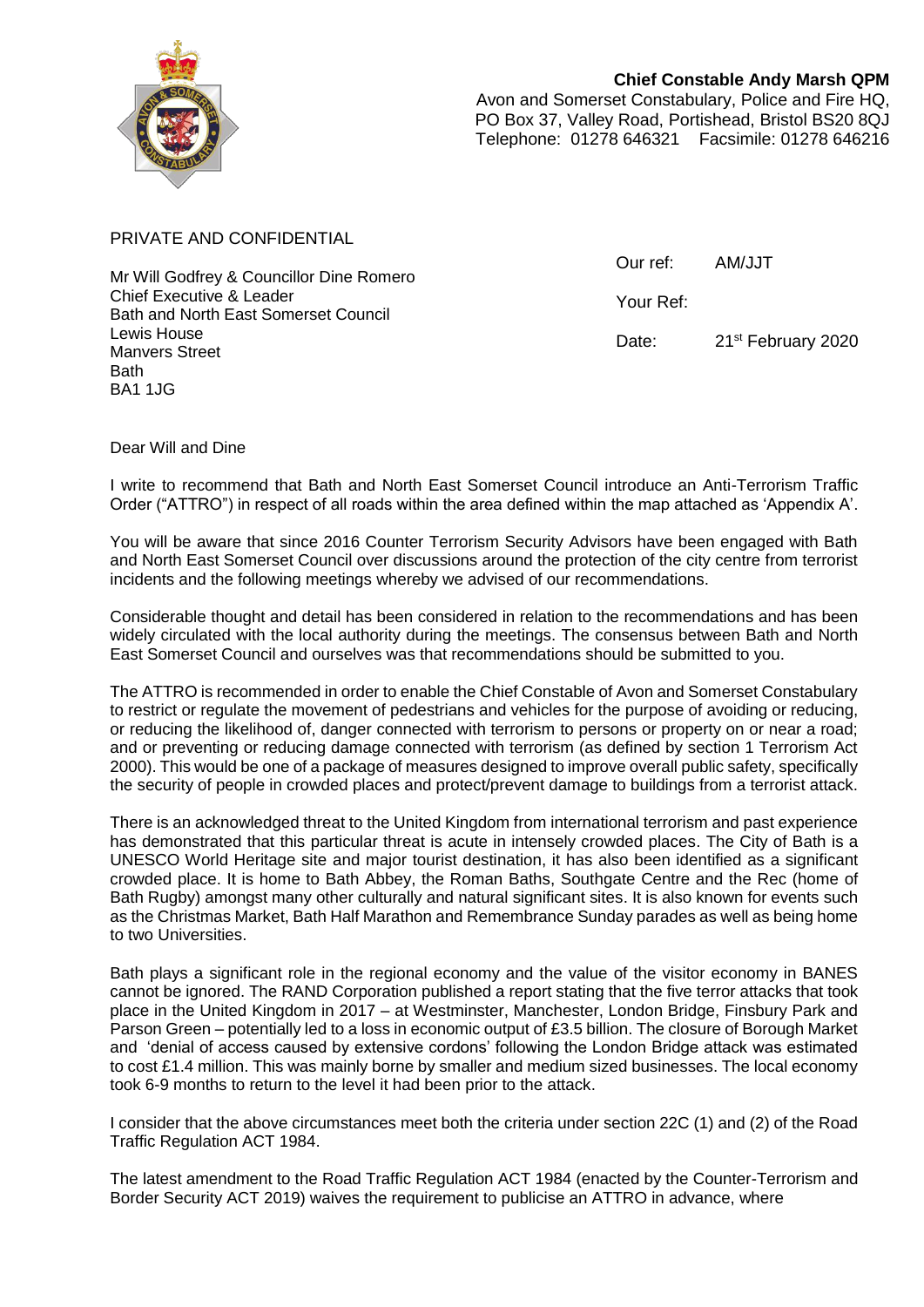**Chief Constable Andy Marsh QPM**
Avon and Somerset Constabulary, Police and Fire HQ,
PO Box 37, Valley Road, Portishead, Bristol BS20 8QJ
Telephone: 01278 646321 Facsimile: 01278 646216

PRIVATE AND CONFIDENTIAL

Mr Will Godfrey & Councillor Dine Romero
Chief Executive & Leader
Bath and North East Somerset Council
Lewis House
Manvers Street
Bath
BA1 1JG

Our ref: AM/JJT

Your Ref:

Date: 21st February 2020

Dear Will and Dine

I write to recommend that Bath and North East Somerset Council introduce an Anti-Terrorism Traffic Order ("ATTRO") in respect of all roads within the area defined within the map attached as 'Appendix A'.

You will be aware that since 2016 Counter Terrorism Security Advisors have been engaged with Bath and North East Somerset Council over discussions around the protection of the city centre from terrorist incidents and the following meetings whereby we advised of our recommendations.

Considerable thought and detail has been considered in relation to the recommendations and has been widely circulated with the local authority during the meetings. The consensus between Bath and North East Somerset Council and ourselves was that recommendations should be submitted to you.

The ATTRO is recommended in order to enable the Chief Constable of Avon and Somerset Constabulary to restrict or regulate the movement of pedestrians and vehicles for the purpose of avoiding or reducing, or reducing the likelihood of, danger connected with terrorism to persons or property on or near a road; and or preventing or reducing damage connected with terrorism (as defined by section 1 Terrorism Act 2000). This would be one of a package of measures designed to improve overall public safety, specifically the security of people in crowded places and protect/prevent damage to buildings from a terrorist attack.

There is an acknowledged threat to the United Kingdom from international terrorism and past experience has demonstrated that this particular threat is acute in intensely crowded places. The City of Bath is a UNESCO World Heritage site and major tourist destination, it has also been identified as a significant crowded place. It is home to Bath Abbey, the Roman Baths, Southgate Centre and the Rec (home of Bath Rugby) amongst many other culturally and natural significant sites. It is also known for events such as the Christmas Market, Bath Half Marathon and Remembrance Sunday parades as well as being home to two Universities.

Bath plays a significant role in the regional economy and the value of the visitor economy in BANES cannot be ignored. The RAND Corporation published a report stating that the five terror attacks that took place in the United Kingdom in 2017 – at Westminster, Manchester, London Bridge, Finsbury Park and Parson Green – potentially led to a loss in economic output of £3.5 billion. The closure of Borough Market and 'denial of access caused by extensive cordons' following the London Bridge attack was estimated to cost £1.4 million. This was mainly borne by smaller and medium sized businesses. The local economy took 6-9 months to return to the level it had been prior to the attack.

I consider that the above circumstances meet both the criteria under section 22C (1) and (2) of the Road Traffic Regulation ACT 1984.

The latest amendment to the Road Traffic Regulation ACT 1984 (enacted by the Counter-Terrorism and Border Security ACT 2019) waives the requirement to publicise an ATTRO in advance, where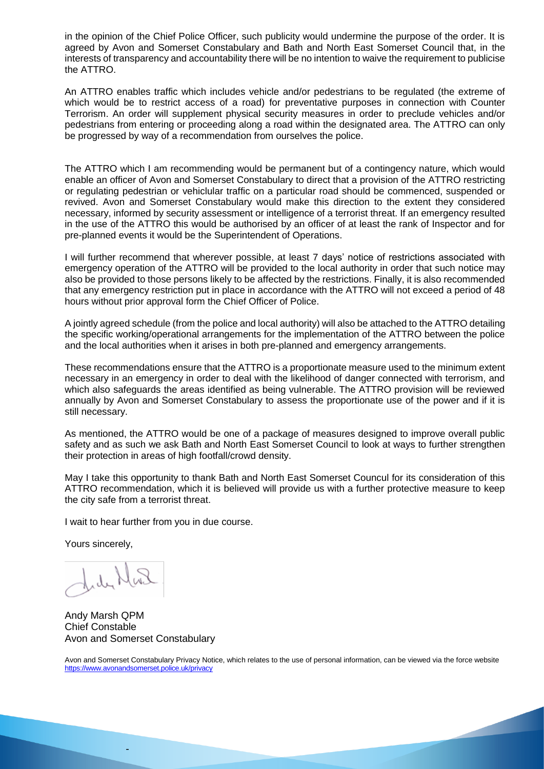in the opinion of the Chief Police Officer, such publicity would undermine the purpose of the order. It is agreed by Avon and Somerset Constabulary and Bath and North East Somerset Council that, in the interests of transparency and accountability there will be no intention to waive the requirement to publicise the ATTRO.

An ATTRO enables traffic which includes vehicle and/or pedestrians to be regulated (the extreme of which would be to restrict access of a road) for preventative purposes in connection with Counter Terrorism. An order will supplement physical security measures in order to preclude vehicles and/or pedestrians from entering or proceeding along a road within the designated area. The ATTRO can only be progressed by way of a recommendation from ourselves the police.

The ATTRO which I am recommending would be permanent but of a contingency nature, which would enable an officer of Avon and Somerset Constabulary to direct that a provision of the ATTRO restricting or regulating pedestrian or vehiclular traffic on a particular road should be commenced, suspended or revived. Avon and Somerset Constabulary would make this direction to the extent they considered necessary, informed by security assessment or intelligence of a terrorist threat. If an emergency resulted in the use of the ATTRO this would be authorised by an officer of at least the rank of Inspector and for pre-planned events it would be the Superintendent of Operations.

I will further recommend that wherever possible, at least 7 days' notice of restrictions associated with emergency operation of the ATTRO will be provided to the local authority in order that such notice may also be provided to those persons likely to be affected by the restrictions. Finally, it is also recommended that any emergency restriction put in place in accordance with the ATTRO will not exceed a period of 48 hours without prior approval form the Chief Officer of Police.

A jointly agreed schedule (from the police and local authority) will also be attached to the ATTRO detailing the specific working/operational arrangements for the implementation of the ATTRO between the police and the local authorities when it arises in both pre-planned and emergency arrangements.

These recommendations ensure that the ATTRO is a proportionate measure used to the minimum extent necessary in an emergency in order to deal with the likelihood of danger connected with terrorism, and which also safeguards the areas identified as being vulnerable. The ATTRO provision will be reviewed annually by Avon and Somerset Constabulary to assess the proportionate use of the power and if it is still necessary.

As mentioned, the ATTRO would be one of a package of measures designed to improve overall public safety and as such we ask Bath and North East Somerset Council to look at ways to further strengthen their protection in areas of high footfall/crowd density.

May I take this opportunity to thank Bath and North East Somerset Councul for its consideration of this ATTRO recommendation, which it is believed will provide us with a further protective measure to keep the city safe from a terrorist threat.

I wait to hear further from you in due course.

Yours sincerely,

Andy Marsh QPM
Chief Constable
Avon and Somerset Constabulary

Avon and Somerset Constabulary Privacy Notice, which relates to the use of personal information, can be viewed via the force website https://www.avonandsomerset.police.uk/privacy